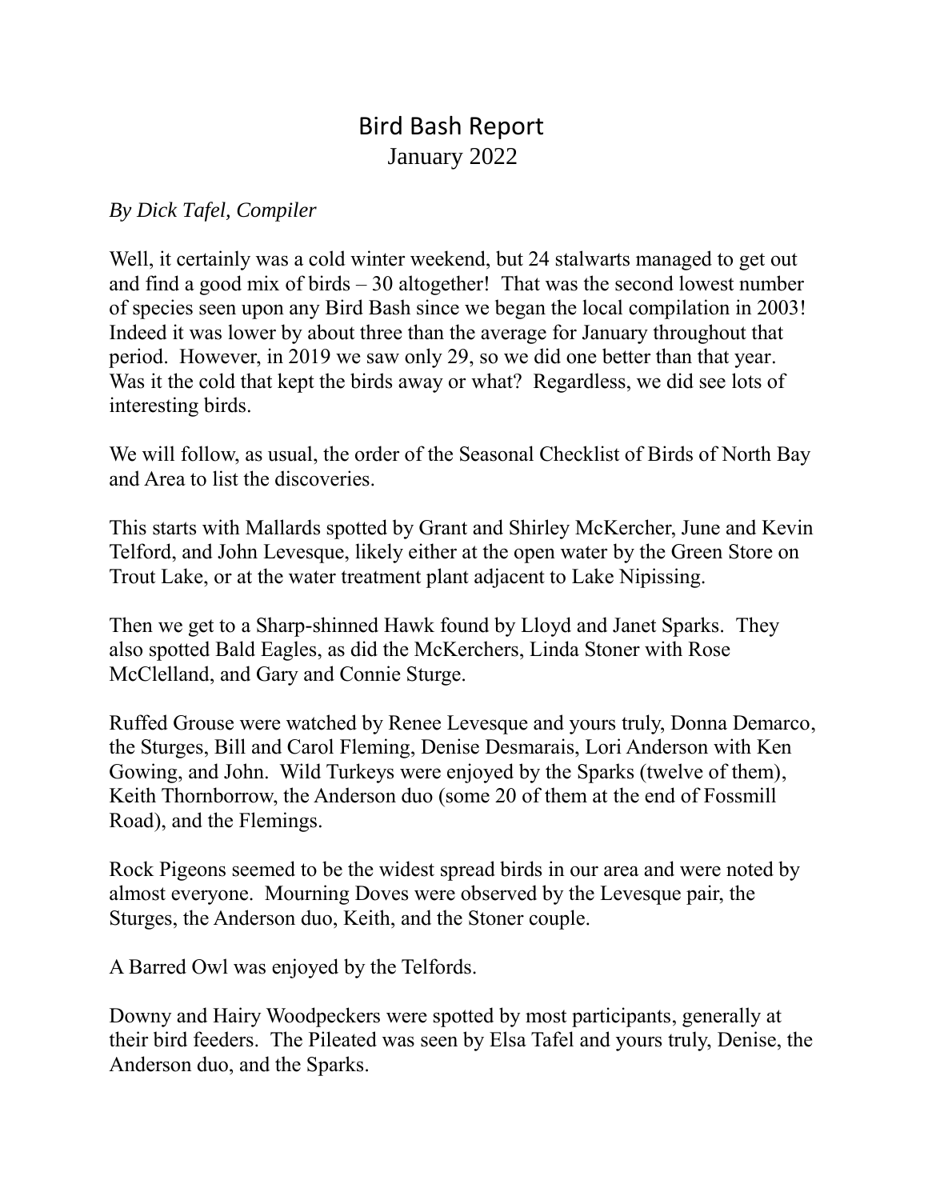# Bird Bash Report

January 2022

*By Dick Tafel, Compiler*

Well, it certainly was a cold winter weekend, but 24 stalwarts managed to get out and find a good mix of birds – 30 altogether! That was the second lowest number of species seen upon any Bird Bash since we began the local compilation in 2003! Indeed it was lower by about three than the average for January throughout that period. However, in 2019 we saw only 29, so we did one better than that year. Was it the cold that kept the birds away or what? Regardless, we did see lots of interesting birds.

We will follow, as usual, the order of the Seasonal Checklist of Birds of North Bay and Area to list the discoveries.

This starts with Mallards spotted by Grant and Shirley McKercher, June and Kevin Telford, and John Levesque, likely either at the open water by the Green Store on Trout Lake, or at the water treatment plant adjacent to Lake Nipissing.

Then we get to a Sharp-shinned Hawk found by Lloyd and Janet Sparks. They also spotted Bald Eagles, as did the McKerchers, Linda Stoner with Rose McClelland, and Gary and Connie Sturge.

Ruffed Grouse were watched by Renee Levesque and yours truly, Donna Demarco, the Sturges, Bill and Carol Fleming, Denise Desmarais, Lori Anderson with Ken Gowing, and John. Wild Turkeys were enjoyed by the Sparks (twelve of them), Keith Thornborrow, the Anderson duo (some 20 of them at the end of Fossmill Road), and the Flemings.

Rock Pigeons seemed to be the widest spread birds in our area and were noted by almost everyone. Mourning Doves were observed by the Levesque pair, the Sturges, the Anderson duo, Keith, and the Stoner couple.

A Barred Owl was enjoyed by the Telfords.

Downy and Hairy Woodpeckers were spotted by most participants, generally at their bird feeders. The Pileated was seen by Elsa Tafel and yours truly, Denise, the Anderson duo, and the Sparks.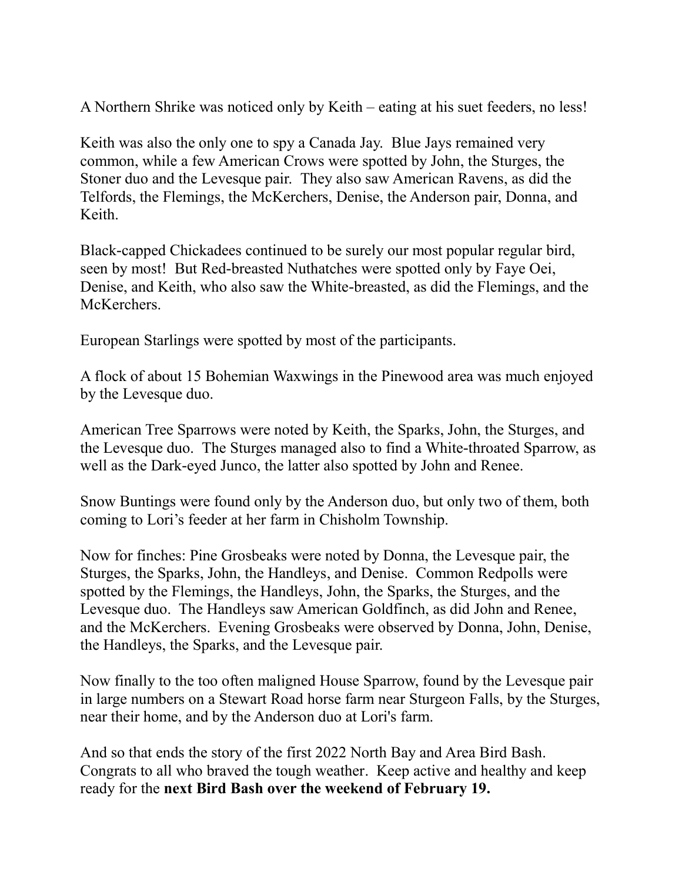A Northern Shrike was noticed only by Keith – eating at his suet feeders, no less!

Keith was also the only one to spy a Canada Jay. Blue Jays remained very common, while a few American Crows were spotted by John, the Sturges, the Stoner duo and the Levesque pair. They also saw American Ravens, as did the Telfords, the Flemings, the McKerchers, Denise, the Anderson pair, Donna, and Keith.

Black-capped Chickadees continued to be surely our most popular regular bird, seen by most! But Red-breasted Nuthatches were spotted only by Faye Oei, Denise, and Keith, who also saw the White-breasted, as did the Flemings, and the McKerchers.

European Starlings were spotted by most of the participants.

A flock of about 15 Bohemian Waxwings in the Pinewood area was much enjoyed by the Levesque duo.

American Tree Sparrows were noted by Keith, the Sparks, John, the Sturges, and the Levesque duo. The Sturges managed also to find a White-throated Sparrow, as well as the Dark-eyed Junco, the latter also spotted by John and Renee.

Snow Buntings were found only by the Anderson duo, but only two of them, both coming to Lori's feeder at her farm in Chisholm Township.

Now for finches: Pine Grosbeaks were noted by Donna, the Levesque pair, the Sturges, the Sparks, John, the Handleys, and Denise. Common Redpolls were spotted by the Flemings, the Handleys, John, the Sparks, the Sturges, and the Levesque duo. The Handleys saw American Goldfinch, as did John and Renee, and the McKerchers. Evening Grosbeaks were observed by Donna, John, Denise, the Handleys, the Sparks, and the Levesque pair.

Now finally to the too often maligned House Sparrow, found by the Levesque pair in large numbers on a Stewart Road horse farm near Sturgeon Falls, by the Sturges, near their home, and by the Anderson duo at Lori's farm.

And so that ends the story of the first 2022 North Bay and Area Bird Bash. Congrats to all who braved the tough weather. Keep active and healthy and keep ready for the **next Bird Bash over the weekend of February 19.**